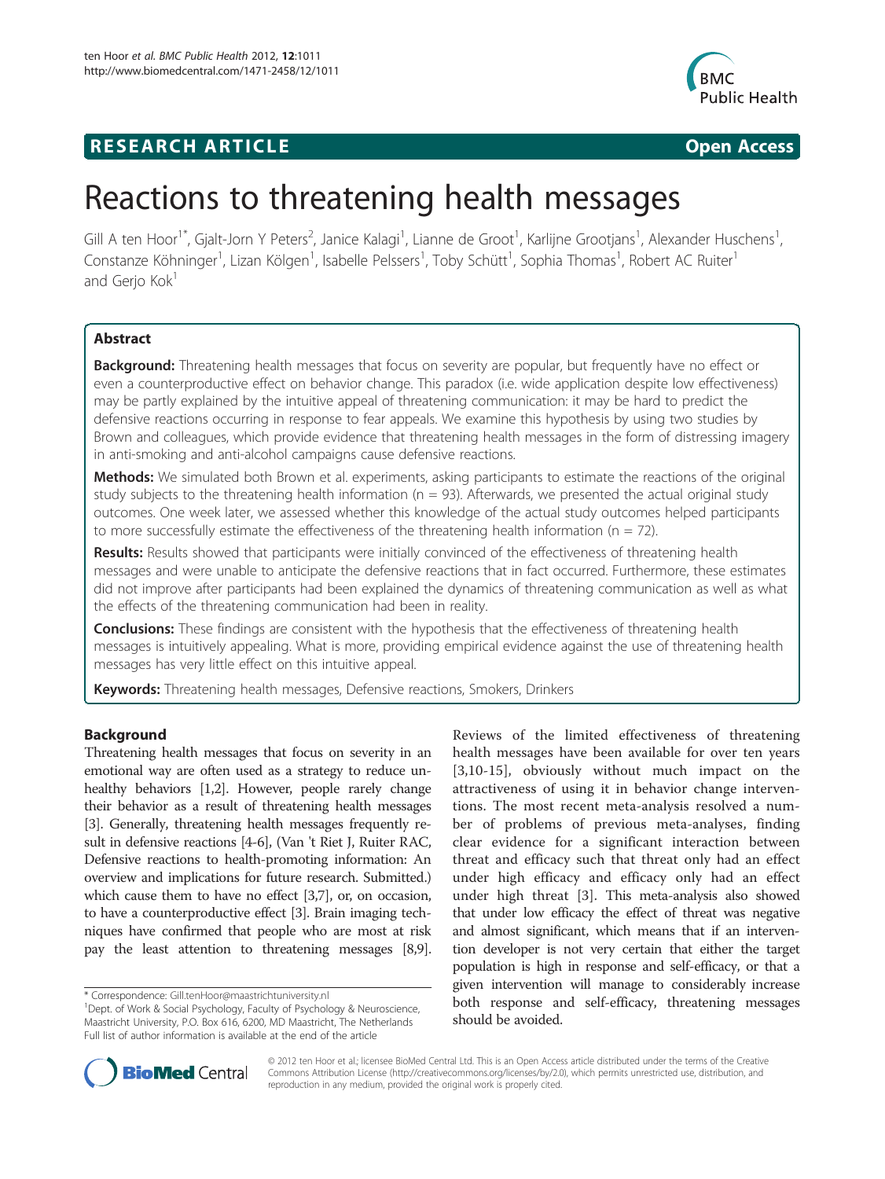**RESEARCH ARTICLE** **Open Access**

# Reactions to threatening health messages

Gill A ten Hoor[1*], Gjalt-Jorn Y Peters[2], Janice Kalagi[1], Lianne de Groot[1], Karlijne Grootjans[1], Alexander Huschens[1], Constanze Köhninger[1], Lizan Kölgen[1], Isabelle Pelssers[1], Toby Schütt[1], Sophia Thomas[1], Robert AC Ruiter[1] and Gerjo Kok[1]

## Abstract

**Background:** Threatening health messages that focus on severity are popular, but frequently have no effect or even a counterproductive effect on behavior change. This paradox (i.e. wide application despite low effectiveness) may be partly explained by the intuitive appeal of threatening communication: it may be hard to predict the defensive reactions occurring in response to fear appeals. We examine this hypothesis by using two studies by Brown and colleagues, which provide evidence that threatening health messages in the form of distressing imagery in anti-smoking and anti-alcohol campaigns cause defensive reactions.

**Methods:** We simulated both Brown et al. experiments, asking participants to estimate the reactions of the original study subjects to the threatening health information (n = 93). Afterwards, we presented the actual original study outcomes. One week later, we assessed whether this knowledge of the actual study outcomes helped participants to more successfully estimate the effectiveness of the threatening health information (n = 72).

**Results:** Results showed that participants were initially convinced of the effectiveness of threatening health messages and were unable to anticipate the defensive reactions that in fact occurred. Furthermore, these estimates did not improve after participants had been explained the dynamics of threatening communication as well as what the effects of the threatening communication had been in reality.

**Conclusions:** These findings are consistent with the hypothesis that the effectiveness of threatening health messages is intuitively appealing. What is more, providing empirical evidence against the use of threatening health messages has very little effect on this intuitive appeal.

**Keywords:** Threatening health messages, Defensive reactions, Smokers, Drinkers

## Background

Threatening health messages that focus on severity in an emotional way are often used as a strategy to reduce unhealthy behaviors [1,2]. However, people rarely change their behavior as a result of threatening health messages [3]. Generally, threatening health messages frequently result in defensive reactions [4-6], (Van 't Riet J, Ruiter RAC, Defensive reactions to health-promoting information: An overview and implications for future research. Submitted.) which cause them to have no effect [3,7], or, on occasion, to have a counterproductive effect [3]. Brain imaging techniques have confirmed that people who are most at risk pay the least attention to threatening messages [8,9].

Reviews of the limited effectiveness of threatening health messages have been available for over ten years [3,10-15], obviously without much impact on the attractiveness of using it in behavior change interventions. The most recent meta-analysis resolved a number of problems of previous meta-analyses, finding clear evidence for a significant interaction between threat and efficacy such that threat only had an effect under high efficacy and efficacy only had an effect under high threat [3]. This meta-analysis also showed that under low efficacy the effect of threat was negative and almost significant, which means that if an intervention developer is not very certain that either the target population is high in response and self-efficacy, or that a given intervention will manage to considerably increase both response and self-efficacy, threatening messages should be avoided.

\* Correspondence: Gill.tenHoor@maastrichtuniversity.nl
[1]Dept. of Work & Social Psychology, Faculty of Psychology & Neuroscience, Maastricht University, P.O. Box 616, 6200, MD Maastricht, The Netherlands
Full list of author information is available at the end of the article

© 2012 ten Hoor et al.; licensee BioMed Central Ltd. This is an Open Access article distributed under the terms of the Creative Commons Attribution License (http://creativecommons.org/licenses/by/2.0), which permits unrestricted use, distribution, and reproduction in any medium, provided the original work is properly cited.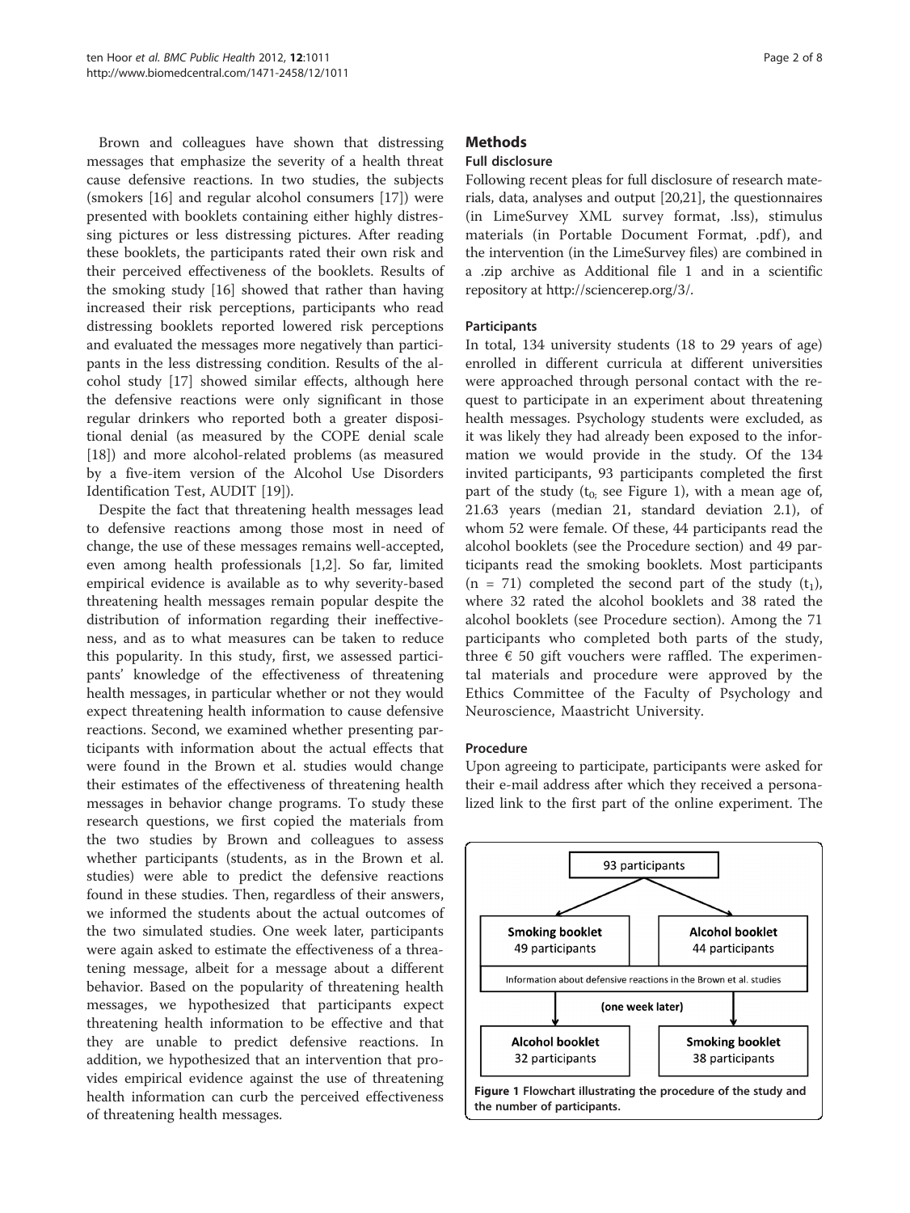Brown and colleagues have shown that distressing messages that emphasize the severity of a health threat cause defensive reactions. In two studies, the subjects (smokers [16] and regular alcohol consumers [17]) were presented with booklets containing either highly distressing pictures or less distressing pictures. After reading these booklets, the participants rated their own risk and their perceived effectiveness of the booklets. Results of the smoking study [16] showed that rather than having increased their risk perceptions, participants who read distressing booklets reported lowered risk perceptions and evaluated the messages more negatively than participants in the less distressing condition. Results of the alcohol study [17] showed similar effects, although here the defensive reactions were only significant in those regular drinkers who reported both a greater dispositional denial (as measured by the COPE denial scale [18]) and more alcohol-related problems (as measured by a five-item version of the Alcohol Use Disorders Identification Test, AUDIT [19]).

Despite the fact that threatening health messages lead to defensive reactions among those most in need of change, the use of these messages remains well-accepted, even among health professionals [1,2]. So far, limited empirical evidence is available as to why severity-based threatening health messages remain popular despite the distribution of information regarding their ineffectiveness, and as to what measures can be taken to reduce this popularity. In this study, first, we assessed participants' knowledge of the effectiveness of threatening health messages, in particular whether or not they would expect threatening health information to cause defensive reactions. Second, we examined whether presenting participants with information about the actual effects that were found in the Brown et al. studies would change their estimates of the effectiveness of threatening health messages in behavior change programs. To study these research questions, we first copied the materials from the two studies by Brown and colleagues to assess whether participants (students, as in the Brown et al. studies) were able to predict the defensive reactions found in these studies. Then, regardless of their answers, we informed the students about the actual outcomes of the two simulated studies. One week later, participants were again asked to estimate the effectiveness of a threatening message, albeit for a message about a different behavior. Based on the popularity of threatening health messages, we hypothesized that participants expect threatening health information to be effective and that they are unable to predict defensive reactions. In addition, we hypothesized that an intervention that provides empirical evidence against the use of threatening health information can curb the perceived effectiveness of threatening health messages.

## Methods

### Full disclosure

Following recent pleas for full disclosure of research materials, data, analyses and output [20,21], the questionnaires (in LimeSurvey XML survey format, .lss), stimulus materials (in Portable Document Format, .pdf), and the intervention (in the LimeSurvey files) are combined in a .zip archive as Additional file 1 and in a scientific repository at http://sciencerep.org/3/.

### Participants

In total, 134 university students (18 to 29 years of age) enrolled in different curricula at different universities were approached through personal contact with the request to participate in an experiment about threatening health messages. Psychology students were excluded, as it was likely they had already been exposed to the information we would provide in the study. Of the 134 invited participants, 93 participants completed the first part of the study ($t_0$; see Figure 1), with a mean age of, 21.63 years (median 21, standard deviation 2.1), of whom 52 were female. Of these, 44 participants read the alcohol booklets (see the Procedure section) and 49 participants read the smoking booklets. Most participants (n = 71) completed the second part of the study ($t_1$), where 32 rated the alcohol booklets and 38 rated the alcohol booklets (see Procedure section). Among the 71 participants who completed both parts of the study, three € 50 gift vouchers were raffled. The experimental materials and procedure were approved by the Ethics Committee of the Faculty of Psychology and Neuroscience, Maastricht University.

### Procedure

Upon agreeing to participate, participants were asked for their e-mail address after which they received a personalized link to the first part of the online experiment. The

93 participants

Smoking booklet
49 participants

Alcohol booklet
44 participants

Information about defensive reactions in the Brown et al. studies

(one week later)

Alcohol booklet
32 participants

Smoking booklet
38 participants

**Figure 1** Flowchart illustrating the procedure of the study and the number of participants.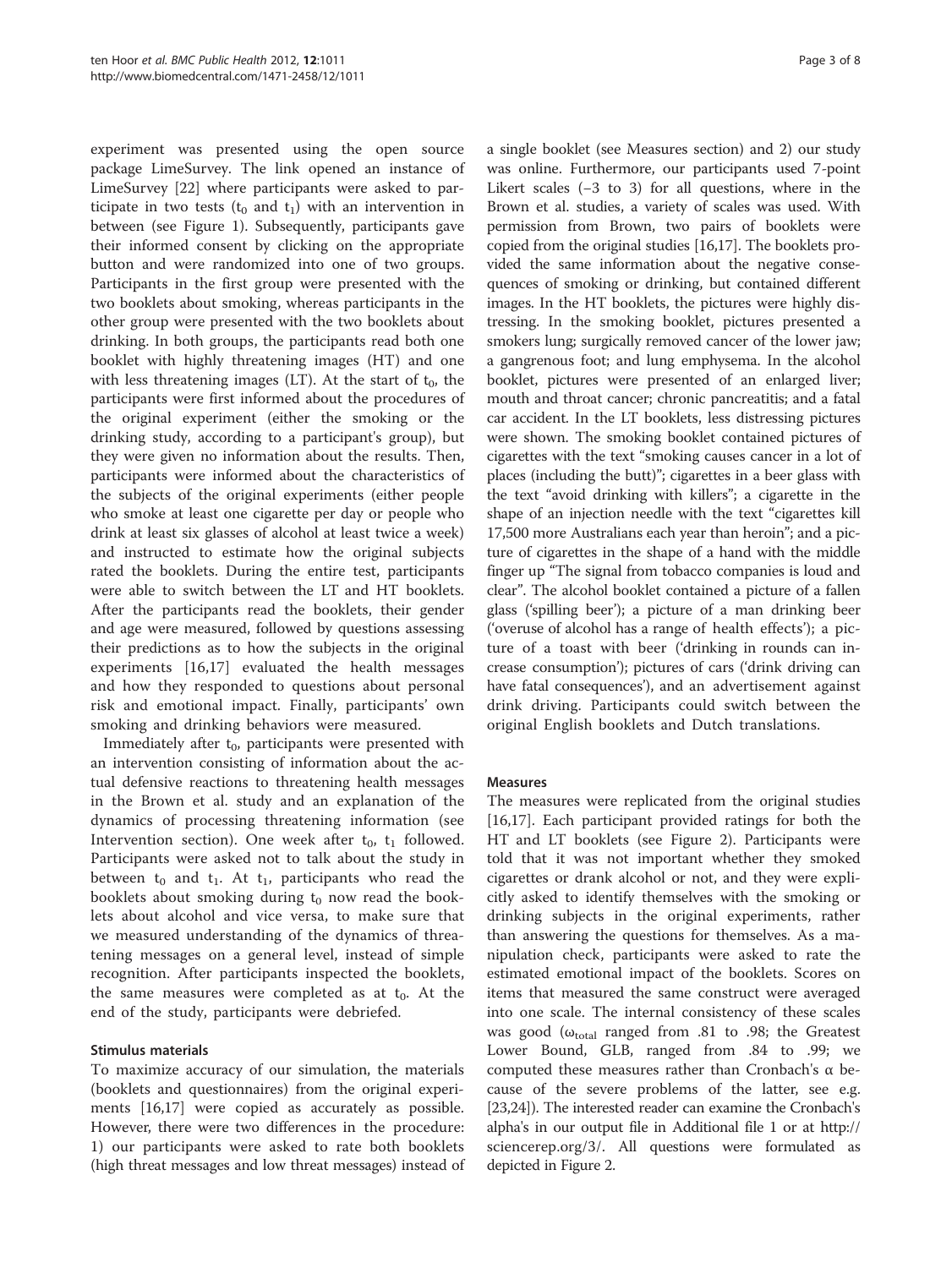experiment was presented using the open source package LimeSurvey. The link opened an instance of LimeSurvey [22] where participants were asked to participate in two tests ($t_0$ and $t_1$) with an intervention in between (see Figure 1). Subsequently, participants gave their informed consent by clicking on the appropriate button and were randomized into one of two groups. Participants in the first group were presented with the two booklets about smoking, whereas participants in the other group were presented with the two booklets about drinking. In both groups, the participants read both one booklet with highly threatening images (HT) and one with less threatening images (LT). At the start of $t_0$, the participants were first informed about the procedures of the original experiment (either the smoking or the drinking study, according to a participant's group), but they were given no information about the results. Then, participants were informed about the characteristics of the subjects of the original experiments (either people who smoke at least one cigarette per day or people who drink at least six glasses of alcohol at least twice a week) and instructed to estimate how the original subjects rated the booklets. During the entire test, participants were able to switch between the LT and HT booklets. After the participants read the booklets, their gender and age were measured, followed by questions assessing their predictions as to how the subjects in the original experiments [16,17] evaluated the health messages and how they responded to questions about personal risk and emotional impact. Finally, participants' own smoking and drinking behaviors were measured.

Immediately after $t_0$, participants were presented with an intervention consisting of information about the actual defensive reactions to threatening health messages in the Brown et al. study and an explanation of the dynamics of processing threatening information (see Intervention section). One week after $t_0$, $t_1$ followed. Participants were asked not to talk about the study in between $t_0$ and $t_1$. At $t_1$, participants who read the booklets about smoking during $t_0$ now read the booklets about alcohol and vice versa, to make sure that we measured understanding of the dynamics of threatening messages on a general level, instead of simple recognition. After participants inspected the booklets, the same measures were completed as at $t_0$. At the end of the study, participants were debriefed.

### Stimulus materials

To maximize accuracy of our simulation, the materials (booklets and questionnaires) from the original experiments [16,17] were copied as accurately as possible. However, there were two differences in the procedure: 1) our participants were asked to rate both booklets (high threat messages and low threat messages) instead of a single booklet (see Measures section) and 2) our study was online. Furthermore, our participants used 7-point Likert scales (−3 to 3) for all questions, where in the Brown et al. studies, a variety of scales was used. With permission from Brown, two pairs of booklets were copied from the original studies [16,17]. The booklets provided the same information about the negative consequences of smoking or drinking, but contained different images. In the HT booklets, the pictures were highly distressing. In the smoking booklet, pictures presented a smokers lung; surgically removed cancer of the lower jaw; a gangrenous foot; and lung emphysema. In the alcohol booklet, pictures were presented of an enlarged liver; mouth and throat cancer; chronic pancreatitis; and a fatal car accident. In the LT booklets, less distressing pictures were shown. The smoking booklet contained pictures of cigarettes with the text "smoking causes cancer in a lot of places (including the butt)"; cigarettes in a beer glass with the text "avoid drinking with killers"; a cigarette in the shape of an injection needle with the text "cigarettes kill 17,500 more Australians each year than heroin"; and a picture of cigarettes in the shape of a hand with the middle finger up "The signal from tobacco companies is loud and clear". The alcohol booklet contained a picture of a fallen glass ('spilling beer'); a picture of a man drinking beer ('overuse of alcohol has a range of health effects'); a picture of a toast with beer ('drinking in rounds can increase consumption'); pictures of cars ('drink driving can have fatal consequences'), and an advertisement against drink driving. Participants could switch between the original English booklets and Dutch translations.

### Measures

The measures were replicated from the original studies [16,17]. Each participant provided ratings for both the HT and LT booklets (see Figure 2). Participants were told that it was not important whether they smoked cigarettes or drank alcohol or not, and they were explicitly asked to identify themselves with the smoking or drinking subjects in the original experiments, rather than answering the questions for themselves. As a manipulation check, participants were asked to rate the estimated emotional impact of the booklets. Scores on items that measured the same construct were averaged into one scale. The internal consistency of these scales was good ($\omega_{total}$ ranged from .81 to .98; the Greatest Lower Bound, GLB, ranged from .84 to .99; we computed these measures rather than Cronbach's α because of the severe problems of the latter, see e.g. [23,24]). The interested reader can examine the Cronbach's alpha's in our output file in Additional file 1 or at http://sciencerep.org/3/. All questions were formulated as depicted in Figure 2.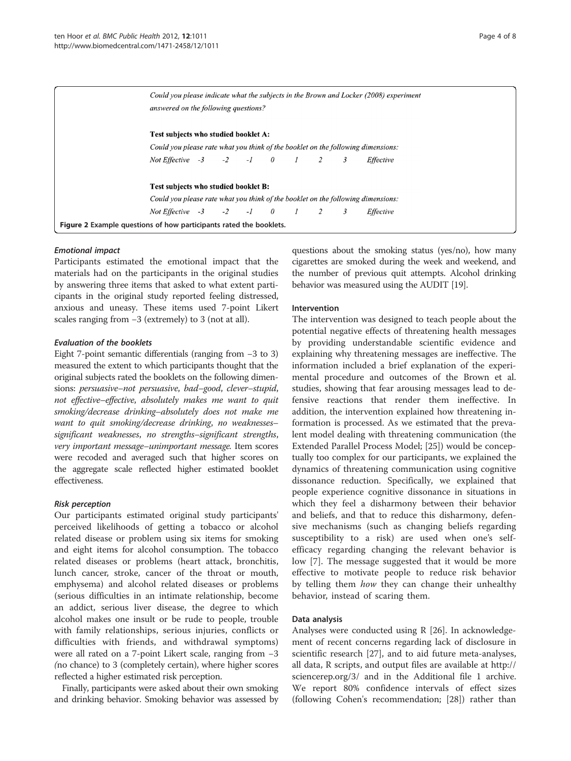*Could you please indicate what the subjects in the Brown and Locker (2008) experiment answered on the following questions?*

**Test subjects who studied booklet A:**

*Could you please rate what you think of the booklet on the following dimensions:*

*Not Effective* -3 -2 -1 0 1 2 3 *Effective*

**Test subjects who studied booklet B:**

*Could you please rate what you think of the booklet on the following dimensions:*

*Not Effective* -3 -2 -1 0 1 2 3 *Effective*

**Figure 2** Example questions of how participants rated the booklets.

#### *Emotional impact*

Participants estimated the emotional impact that the materials had on the participants in the original studies by answering three items that asked to what extent participants in the original study reported feeling distressed, anxious and uneasy. These items used 7-point Likert scales ranging from −3 (extremely) to 3 (not at all).

#### *Evaluation of the booklets*

Eight 7-point semantic differentials (ranging from −3 to 3) measured the extent to which participants thought that the original subjects rated the booklets on the following dimensions: *persuasive–not persuasive, bad–good, clever–stupid, not effective–effective, absolutely makes me want to quit smoking/decrease drinking–absolutely does not make me want to quit smoking/decrease drinking, no weaknesses–significant weaknesses, no strengths–significant strengths, very important message–unimportant message.* Item scores were recoded and averaged such that higher scores on the aggregate scale reflected higher estimated booklet effectiveness.

#### *Risk perception*

Our participants estimated original study participants' perceived likelihoods of getting a tobacco or alcohol related disease or problem using six items for smoking and eight items for alcohol consumption. The tobacco related diseases or problems (heart attack, bronchitis, lunch cancer, stroke, cancer of the throat or mouth, emphysema) and alcohol related diseases or problems (serious difficulties in an intimate relationship, become an addict, serious liver disease, the degree to which alcohol makes one insult or be rude to people, trouble with family relationships, serious injuries, conflicts or difficulties with friends, and withdrawal symptoms) were all rated on a 7-point Likert scale, ranging from −3 *(*no chance) to 3 (completely certain), where higher scores reflected a higher estimated risk perception.

Finally, participants were asked about their own smoking and drinking behavior. Smoking behavior was assessed by questions about the smoking status (yes/no), how many cigarettes are smoked during the week and weekend, and the number of previous quit attempts. Alcohol drinking behavior was measured using the AUDIT [19].

### Intervention

The intervention was designed to teach people about the potential negative effects of threatening health messages by providing understandable scientific evidence and explaining why threatening messages are ineffective. The information included a brief explanation of the experimental procedure and outcomes of the Brown et al. studies, showing that fear arousing messages lead to defensive reactions that render them ineffective. In addition, the intervention explained how threatening information is processed. As we estimated that the prevalent model dealing with threatening communication (the Extended Parallel Process Model; [25]) would be conceptually too complex for our participants, we explained the dynamics of threatening communication using cognitive dissonance reduction. Specifically, we explained that people experience cognitive dissonance in situations in which they feel a disharmony between their behavior and beliefs, and that to reduce this disharmony, defensive mechanisms (such as changing beliefs regarding susceptibility to a risk) are used when one's self-efficacy regarding changing the relevant behavior is low [7]. The message suggested that it would be more effective to motivate people to reduce risk behavior by telling them *how* they can change their unhealthy behavior, instead of scaring them.

### Data analysis

Analyses were conducted using R [26]. In acknowledgement of recent concerns regarding lack of disclosure in scientific research [27], and to aid future meta-analyses, all data, R scripts, and output files are available at http://sciencerep.org/3/ and in the Additional file 1 archive. We report 80% confidence intervals of effect sizes (following Cohen's recommendation; [28]) rather than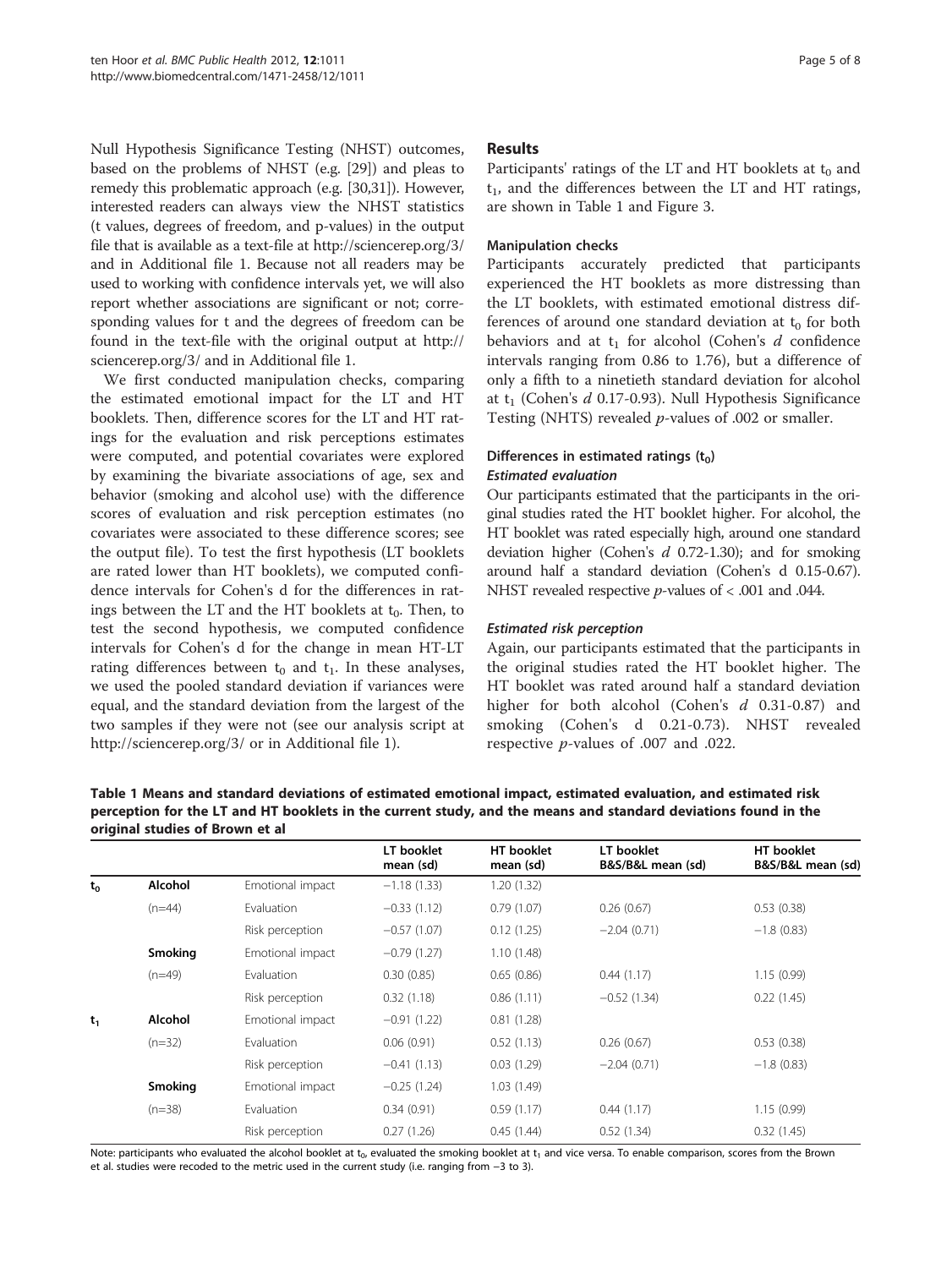Null Hypothesis Significance Testing (NHST) outcomes, based on the problems of NHST (e.g. [29]) and pleas to remedy this problematic approach (e.g. [30,31]). However, interested readers can always view the NHST statistics (t values, degrees of freedom, and p-values) in the output file that is available as a text-file at http://sciencerep.org/3/ and in Additional file 1. Because not all readers may be used to working with confidence intervals yet, we will also report whether associations are significant or not; corresponding values for t and the degrees of freedom can be found in the text-file with the original output at http://sciencerep.org/3/ and in Additional file 1.

We first conducted manipulation checks, comparing the estimated emotional impact for the LT and HT booklets. Then, difference scores for the LT and HT ratings for the evaluation and risk perceptions estimates were computed, and potential covariates were explored by examining the bivariate associations of age, sex and behavior (smoking and alcohol use) with the difference scores of evaluation and risk perception estimates (no covariates were associated to these difference scores; see the output file). To test the first hypothesis (LT booklets are rated lower than HT booklets), we computed confidence intervals for Cohen's d for the differences in ratings between the LT and the HT booklets at $t_0$. Then, to test the second hypothesis, we computed confidence intervals for Cohen's d for the change in mean HT-LT rating differences between $t_0$ and $t_1$. In these analyses, we used the pooled standard deviation if variances were equal, and the standard deviation from the largest of the two samples if they were not (see our analysis script at http://sciencerep.org/3/ or in Additional file 1).

## Results

Participants' ratings of the LT and HT booklets at $t_0$ and $t_1$, and the differences between the LT and HT ratings, are shown in Table 1 and Figure 3.

### Manipulation checks

Participants accurately predicted that participants experienced the HT booklets as more distressing than the LT booklets, with estimated emotional distress differences of around one standard deviation at $t_0$ for both behaviors and at $t_1$ for alcohol (Cohen's $d$ confidence intervals ranging from 0.86 to 1.76), but a difference of only a fifth to a ninetieth standard deviation for alcohol at $t_1$ (Cohen's $d$ 0.17-0.93). Null Hypothesis Significance Testing (NHTS) revealed $p$-values of .002 or smaller.

### Differences in estimated ratings ($t_0$)

#### *Estimated evaluation*

Our participants estimated that the participants in the original studies rated the HT booklet higher. For alcohol, the HT booklet was rated especially high, around one standard deviation higher (Cohen's $d$ 0.72-1.30); and for smoking around half a standard deviation (Cohen's d 0.15-0.67). NHST revealed respective $p$-values of < .001 and .044.

#### *Estimated risk perception*

Again, our participants estimated that the participants in the original studies rated the HT booklet higher. The HT booklet was rated around half a standard deviation higher for both alcohol (Cohen's $d$ 0.31-0.87) and smoking (Cohen's d 0.21-0.73). NHST revealed respective $p$-values of .007 and .022.

**Table 1 Means and standard deviations of estimated emotional impact, estimated evaluation, and estimated risk perception for the LT and HT booklets in the current study, and the means and standard deviations found in the original studies of Brown et al**

| | | | LT booklet mean (sd) | HT booklet mean (sd) | LT booklet B&S/B&L mean (sd) | HT booklet B&S/B&L mean (sd) |
|---|---|---|---|---|---|---|
| $t_0$ | Alcohol | Emotional impact | −1.18 (1.33) | 1.20 (1.32) | | |
| | (n=44) | Evaluation | −0.33 (1.12) | 0.79 (1.07) | 0.26 (0.67) | 0.53 (0.38) |
| | | Risk perception | −0.57 (1.07) | 0.12 (1.25) | −2.04 (0.71) | −1.8 (0.83) |
| | Smoking | Emotional impact | −0.79 (1.27) | 1.10 (1.48) | | |
| | (n=49) | Evaluation | 0.30 (0.85) | 0.65 (0.86) | 0.44 (1.17) | 1.15 (0.99) |
| | | Risk perception | 0.32 (1.18) | 0.86 (1.11) | −0.52 (1.34) | 0.22 (1.45) |
| $t_1$ | Alcohol | Emotional impact | −0.91 (1.22) | 0.81 (1.28) | | |
| | (n=32) | Evaluation | 0.06 (0.91) | 0.52 (1.13) | 0.26 (0.67) | 0.53 (0.38) |
| | | Risk perception | −0.41 (1.13) | 0.03 (1.29) | −2.04 (0.71) | −1.8 (0.83) |
| | Smoking | Emotional impact | −0.25 (1.24) | 1.03 (1.49) | | |
| | (n=38) | Evaluation | 0.34 (0.91) | 0.59 (1.17) | 0.44 (1.17) | 1.15 (0.99) |
| | | Risk perception | 0.27 (1.26) | 0.45 (1.44) | 0.52 (1.34) | 0.32 (1.45) |

Note: participants who evaluated the alcohol booklet at $t_0$, evaluated the smoking booklet at $t_1$ and vice versa. To enable comparison, scores from the Brown et al. studies were recoded to the metric used in the current study (i.e. ranging from −3 to 3).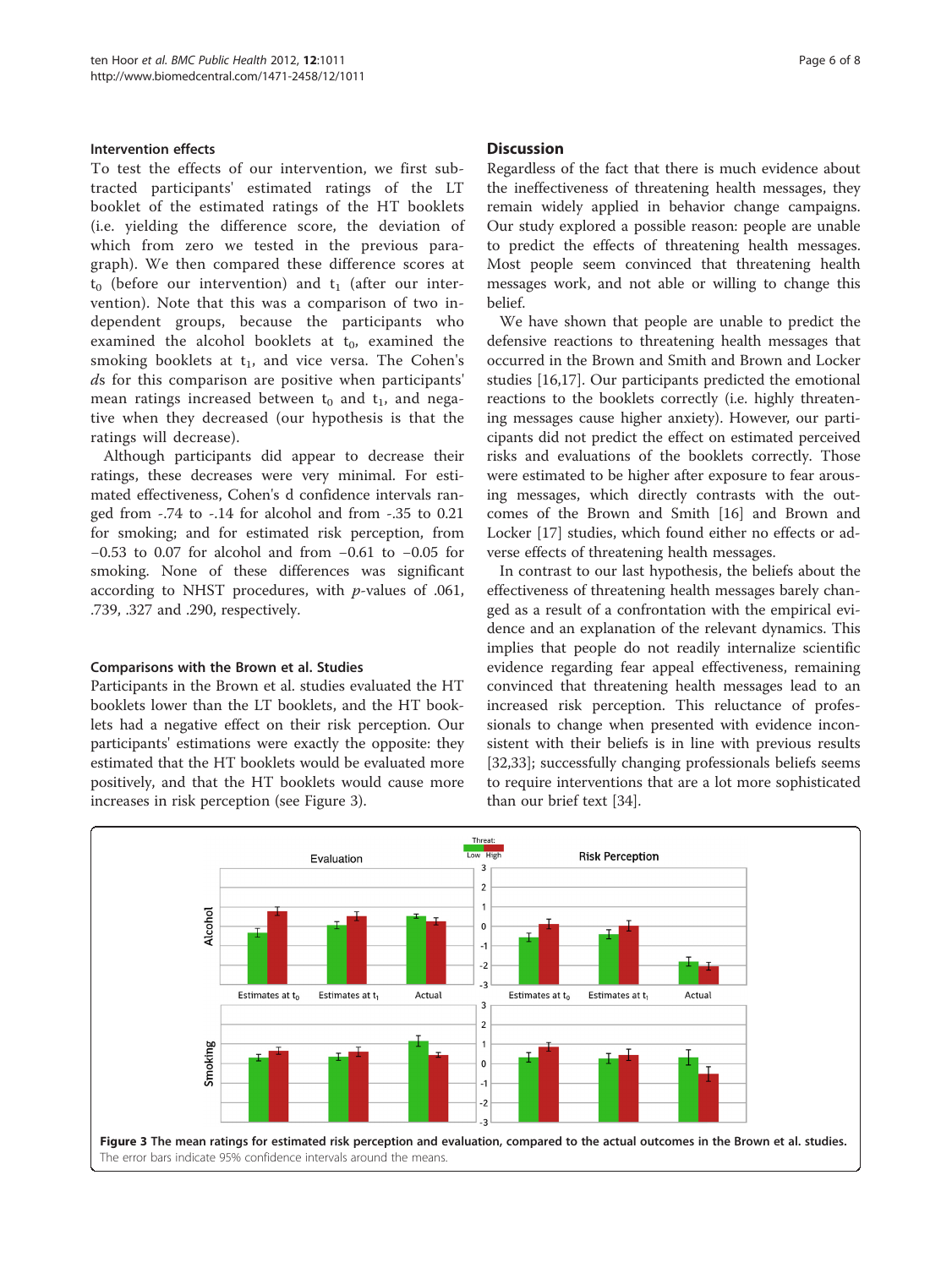### Intervention effects

To test the effects of our intervention, we first subtracted participants' estimated ratings of the LT booklet of the estimated ratings of the HT booklets (i.e. yielding the difference score, the deviation of which from zero we tested in the previous paragraph). We then compared these difference scores at $t_0$ (before our intervention) and $t_1$ (after our intervention). Note that this was a comparison of two independent groups, because the participants who examined the alcohol booklets at $t_0$, examined the smoking booklets at $t_1$, and vice versa. The Cohen's *d*s for this comparison are positive when participants' mean ratings increased between $t_0$ and $t_1$, and negative when they decreased (our hypothesis is that the ratings will decrease).

Although participants did appear to decrease their ratings, these decreases were very minimal. For estimated effectiveness, Cohen's d confidence intervals ranged from -.74 to -.14 for alcohol and from -.35 to 0.21 for smoking; and for estimated risk perception, from −0.53 to 0.07 for alcohol and from −0.61 to −0.05 for smoking. None of these differences was significant according to NHST procedures, with *p*-values of .061, .739, .327 and .290, respectively.

### Comparisons with the Brown et al. Studies

Participants in the Brown et al. studies evaluated the HT booklets lower than the LT booklets, and the HT booklets had a negative effect on their risk perception. Our participants' estimations were exactly the opposite: they estimated that the HT booklets would be evaluated more positively, and that the HT booklets would cause more increases in risk perception (see Figure 3).

## Discussion

Regardless of the fact that there is much evidence about the ineffectiveness of threatening health messages, they remain widely applied in behavior change campaigns. Our study explored a possible reason: people are unable to predict the effects of threatening health messages. Most people seem convinced that threatening health messages work, and not able or willing to change this belief.

We have shown that people are unable to predict the defensive reactions to threatening health messages that occurred in the Brown and Smith and Brown and Locker studies [16,17]. Our participants predicted the emotional reactions to the booklets correctly (i.e. highly threatening messages cause higher anxiety). However, our participants did not predict the effect on estimated perceived risks and evaluations of the booklets correctly. Those were estimated to be higher after exposure to fear arousing messages, which directly contrasts with the outcomes of the Brown and Smith [16] and Brown and Locker [17] studies, which found either no effects or adverse effects of threatening health messages.

In contrast to our last hypothesis, the beliefs about the effectiveness of threatening health messages barely changed as a result of a confrontation with the empirical evidence and an explanation of the relevant dynamics. This implies that people do not readily internalize scientific evidence regarding fear appeal effectiveness, remaining convinced that threatening health messages lead to an increased risk perception. This reluctance of professionals to change when presented with evidence inconsistent with their beliefs is in line with previous results [32,33]; successfully changing professionals beliefs seems to require interventions that are a lot more sophisticated than our brief text [34].

**Figure 3 The mean ratings for estimated risk perception and evaluation, compared to the actual outcomes in the Brown et al. studies.** The error bars indicate 95% confidence intervals around the means.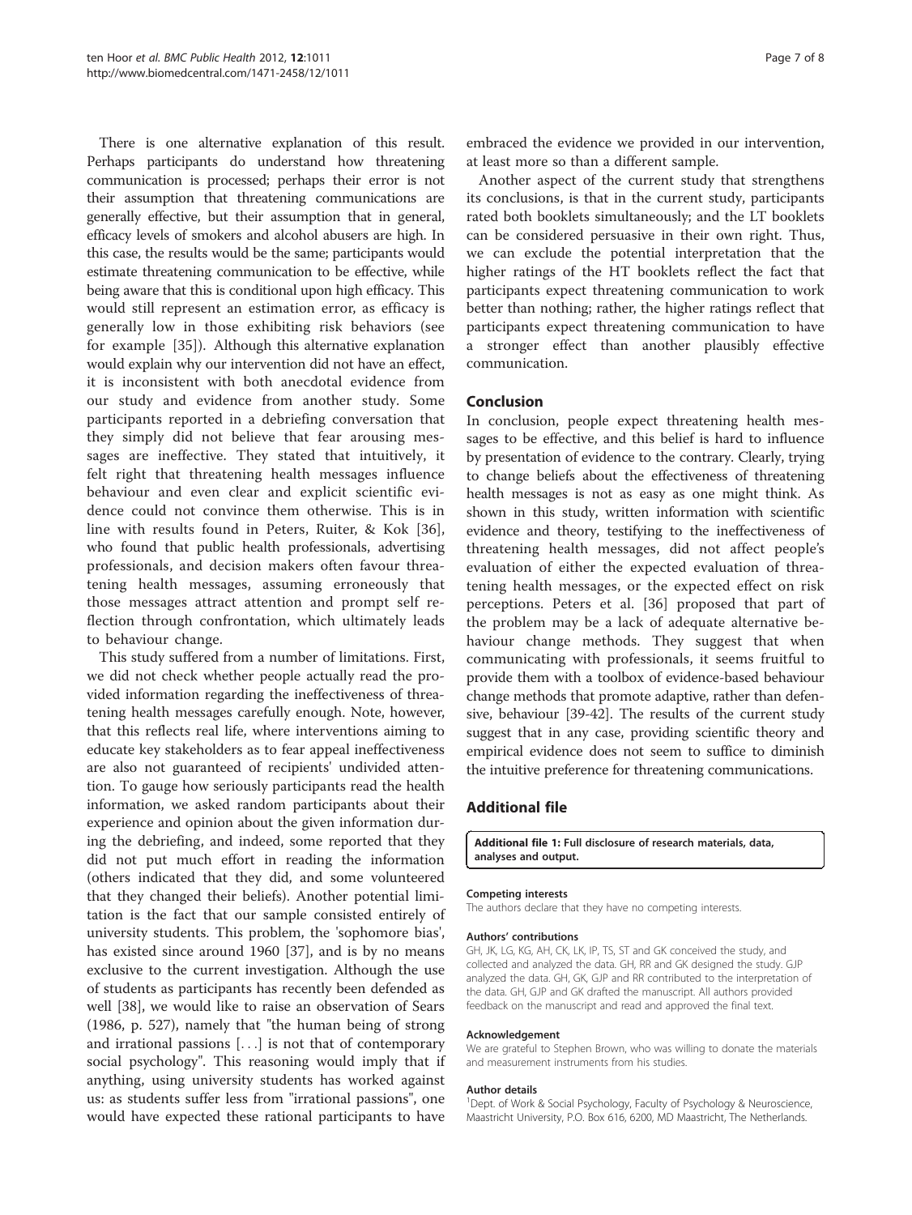There is one alternative explanation of this result. Perhaps participants do understand how threatening communication is processed; perhaps their error is not their assumption that threatening communications are generally effective, but their assumption that in general, efficacy levels of smokers and alcohol abusers are high. In this case, the results would be the same; participants would estimate threatening communication to be effective, while being aware that this is conditional upon high efficacy. This would still represent an estimation error, as efficacy is generally low in those exhibiting risk behaviors (see for example [35]). Although this alternative explanation would explain why our intervention did not have an effect, it is inconsistent with both anecdotal evidence from our study and evidence from another study. Some participants reported in a debriefing conversation that they simply did not believe that fear arousing messages are ineffective. They stated that intuitively, it felt right that threatening health messages influence behaviour and even clear and explicit scientific evidence could not convince them otherwise. This is in line with results found in Peters, Ruiter, & Kok [36], who found that public health professionals, advertising professionals, and decision makers often favour threatening health messages, assuming erroneously that those messages attract attention and prompt self reflection through confrontation, which ultimately leads to behaviour change.

This study suffered from a number of limitations. First, we did not check whether people actually read the provided information regarding the ineffectiveness of threatening health messages carefully enough. Note, however, that this reflects real life, where interventions aiming to educate key stakeholders as to fear appeal ineffectiveness are also not guaranteed of recipients' undivided attention. To gauge how seriously participants read the health information, we asked random participants about their experience and opinion about the given information during the debriefing, and indeed, some reported that they did not put much effort in reading the information (others indicated that they did, and some volunteered that they changed their beliefs). Another potential limitation is the fact that our sample consisted entirely of university students. This problem, the 'sophomore bias', has existed since around 1960 [37], and is by no means exclusive to the current investigation. Although the use of students as participants has recently been defended as well [38], we would like to raise an observation of Sears (1986, p. 527), namely that "the human being of strong and irrational passions [...] is not that of contemporary social psychology". This reasoning would imply that if anything, using university students has worked against us: as students suffer less from "irrational passions", one would have expected these rational participants to have embraced the evidence we provided in our intervention, at least more so than a different sample.

Another aspect of the current study that strengthens its conclusions, is that in the current study, participants rated both booklets simultaneously; and the LT booklets can be considered persuasive in their own right. Thus, we can exclude the potential interpretation that the higher ratings of the HT booklets reflect the fact that participants expect threatening communication to work better than nothing; rather, the higher ratings reflect that participants expect threatening communication to have a stronger effect than another plausibly effective communication.

## Conclusion

In conclusion, people expect threatening health messages to be effective, and this belief is hard to influence by presentation of evidence to the contrary. Clearly, trying to change beliefs about the effectiveness of threatening health messages is not as easy as one might think. As shown in this study, written information with scientific evidence and theory, testifying to the ineffectiveness of threatening health messages, did not affect people's evaluation of either the expected evaluation of threatening health messages, or the expected effect on risk perceptions. Peters et al. [36] proposed that part of the problem may be a lack of adequate alternative behaviour change methods. They suggest that when communicating with professionals, it seems fruitful to provide them with a toolbox of evidence-based behaviour change methods that promote adaptive, rather than defensive, behaviour [39-42]. The results of the current study suggest that in any case, providing scientific theory and empirical evidence does not seem to suffice to diminish the intuitive preference for threatening communications.

## Additional file

**Additional file 1: Full disclosure of research materials, data, analyses and output.**

#### Competing interests

The authors declare that they have no competing interests.

#### Authors' contributions

GH, JK, LG, KG, AH, CK, LK, IP, TS, ST and GK conceived the study, and collected and analyzed the data. GH, RR and GK designed the study. GJP analyzed the data. GH, GK, GJP and RR contributed to the interpretation of the data. GH, GJP and GK drafted the manuscript. All authors provided feedback on the manuscript and read and approved the final text.

#### Acknowledgement

We are grateful to Stephen Brown, who was willing to donate the materials and measurement instruments from his studies.

#### Author details

[1]Dept. of Work & Social Psychology, Faculty of Psychology & Neuroscience, Maastricht University, P.O. Box 616, 6200, MD Maastricht, The Netherlands.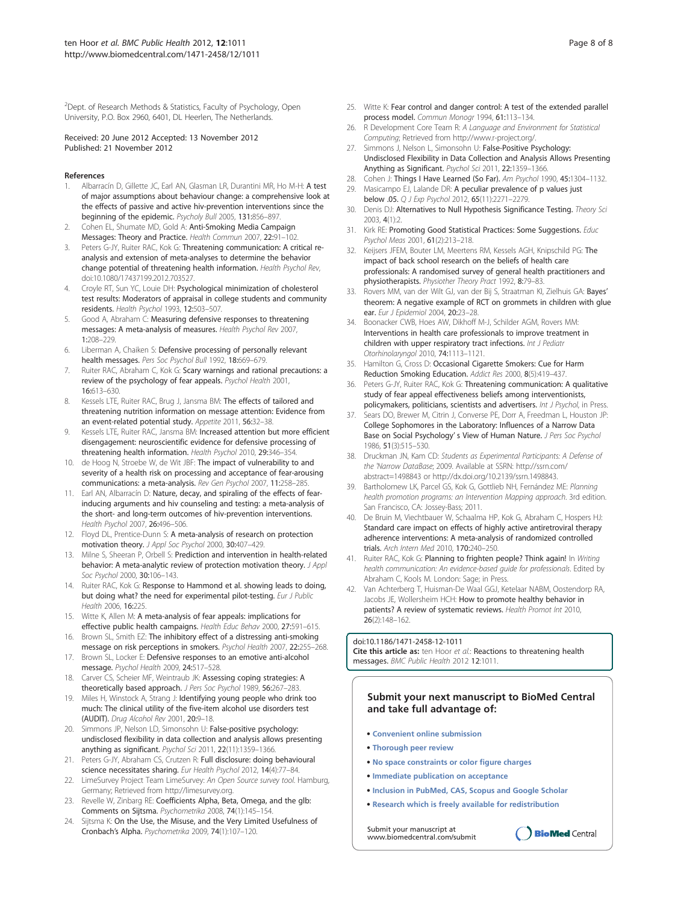[2]Dept. of Research Methods & Statistics, Faculty of Psychology, Open University, P.O. Box 2960, 6401, DL Heerlen, The Netherlands.

Received: 20 June 2012 Accepted: 13 November 2012
Published: 21 November 2012

## References

1. Albarracín D, Gillette JC, Earl AN, Glasman LR, Durantini MR, Ho M-H: A test of major assumptions about behaviour change: a comprehensive look at the effects of passive and active hiv-prevention interventions since the beginning of the epidemic. *Psycholy Bull* 2005, 131:856–897.
2. Cohen EL, Shumate MD, Gold A: Anti-Smoking Media Campaign Messages: Theory and Practice. *Health Commun* 2007, 22:91–102.
3. Peters G-JY, Ruiter RAC, Kok G: Threatening communication: A critical re-analysis and extension of meta-analyses to determine the behavior change potential of threatening health information. *Health Psychol Rev*, doi:10.1080/17437199.2012.703527.
4. Croyle RT, Sun YC, Louie DH: Psychological minimization of cholesterol test results: Moderators of appraisal in college students and community residents. *Health Psychol* 1993, 12:503–507.
5. Good A, Abraham C: Measuring defensive responses to threatening messages: A meta-analysis of measures. *Health Psychol Rev* 2007, 1:208–229.
6. Liberman A, Chaiken S: Defensive processing of personally relevant health messages. *Pers Soc Psychol Bull* 1992, 18:669–679.
7. Ruiter RAC, Abraham C, Kok G: Scary warnings and rational precautions: a review of the psychology of fear appeals. *Psychol Health* 2001, 16:613–630.
8. Kessels LTE, Ruiter RAC, Brug J, Jansma BM: The effects of tailored and threatening nutrition information on message attention: Evidence from an event-related potential study. *Appetite* 2011, 56:32–38.
9. Kessels LTE, Ruiter RAC, Jansma BM: Increased attention but more efficient disengagement: neuroscientific evidence for defensive processing of threatening health information. *Health Psychol* 2010, 29:346–354.
10. de Hoog N, Stroebe W, de Wit JBF: The impact of vulnerability to and severity of a health risk on processing and acceptance of fear-arousing communications: a meta-analysis. *Rev Gen Psychol* 2007, 11:258–285.
11. Earl AN, Albarracín D: Nature, decay, and spiraling of the effects of fear-inducing arguments and hiv counseling and testing: a meta-analysis of the short- and long-term outcomes of hiv-prevention interventions. *Health Psychol* 2007, 26:496–506.
12. Floyd DL, Prentice-Dunn S: A meta-analysis of research on protection motivation theory. *J Appl Soc Psychol* 2000, 30:407–429.
13. Milne S, Sheeran P, Orbell S: Prediction and intervention in health-related behavior: A meta-analytic review of protection motivation theory. *J Appl Soc Psychol* 2000, 30:106–143.
14. Ruiter RAC, Kok G: Response to Hammond et al. showing leads to doing, but doing what? the need for experimental pilot-testing. *Eur J Public Health* 2006, 16:225.
15. Witte K, Allen M: A meta-analysis of fear appeals: implications for effective public health campaigns. *Health Educ Behav* 2000, 27:591–615.
16. Brown SL, Smith EZ: The inhibitory effect of a distressing anti-smoking message on risk perceptions in smokers. *Psychol Health* 2007, 22:255–268.
17. Brown SL, Locker E: Defensive responses to an emotive anti-alcohol message. *Psychol Health* 2009, 24:517–528.
18. Carver CS, Scheier MF, Weintraub JK: Assessing coping strategies: A theoretically based approach. *J Pers Soc Psychol* 1989, 56:267–283.
19. Miles H, Winstock A, Strang J: Identifying young people who drink too much: The clinical utility of the five-item alcohol use disorders test (AUDIT). *Drug Alcohol Rev* 2001, 20:9–18.
20. Simmons JP, Nelson LD, Simonsohn U: False-positive psychology: undisclosed flexibility in data collection and analysis allows presenting anything as significant. *Psychol Sci* 2011, 22(11):1359–1366.
21. Peters G-JY, Abraham CS, Crutzen R: Full disclosure: doing behavioural science necessitates sharing. *Eur Health Psychol* 2012, 14(4):77–84.
22. LimeSurvey Project Team LimeSurvey: *An Open Source survey tool*. Hamburg, Germany; Retrieved from http://limesurvey.org.
23. Revelle W, Zinbarg RE: Coefficients Alpha, Beta, Omega, and the glb: Comments on Sijtsma. *Psychometrika* 2008, 74(1):145–154.
24. Sijtsma K: On the Use, the Misuse, and the Very Limited Usefulness of Cronbach's Alpha. *Psychometrika* 2009, 74(1):107–120.
25. Witte K: Fear control and danger control: A test of the extended parallel process model. *Commun Monogr* 1994, 61:113–134.
26. R Development Core Team R: *A Language and Environment for Statistical Computing*; Retrieved from http://www.r-project.org/.
27. Simmons J, Nelson L, Simonsohn U: False-Positive Psychology: Undisclosed Flexibility in Data Collection and Analysis Allows Presenting Anything as Significant. *Psychol Sci* 2011, 22:1359–1366.
28. Cohen J: Things I Have Learned (So Far). *Am Psychol* 1990, 45:1304–1132.
29. Masicampo EJ, Lalande DR: A peculiar prevalence of p values just below .05. *Q J Exp Psychol* 2012, 65(11):2271–2279.
30. Denis DJ: Alternatives to Null Hypothesis Significance Testing. *Theory Sci* 2003, 4(1):2.
31. Kirk RE: Promoting Good Statistical Practices: Some Suggestions. *Educ Psychol Meas* 2001, 61(2):213–218.
32. Keijsers JFEM, Bouter LM, Meertens RM, Kessels AGH, Knipschild PG: The impact of back school research on the beliefs of health care professionals: A randomised survey of general health practitioners and physiotherapists. *Physiother Theory Pract* 1992, 8:79–83.
33. Rovers MM, van der Wilt GJ, van der Bij S, Straatman KI, Zielhuis GA: Bayes' theorem: A negative example of RCT on grommets in children with glue ear. *Eur J Epidemiol* 2004, 20:23–28.
34. Boonacker CWB, Hoes AW, Dikhoff M-J, Schilder AGM, Rovers MM: Interventions in health care professionals to improve treatment in children with upper respiratory tract infections. *Int J Pediatr Otorhinolaryngol* 2010, 74:1113–1121.
35. Hamilton G, Cross D: Occasional Cigarette Smokers: Cue for Harm Reduction Smoking Education. *Addict Res* 2000, 8(5):419–437.
36. Peters G-JY, Ruiter RAC, Kok G: Threatening communication: A qualitative study of fear appeal effectiveness beliefs among interventionists, policymakers, politicians, scientists and advertisers. *Int J Psychol*, in Press.
37. Sears DO, Brewer M, Citrin J, Converse PE, Dorr A, Freedman L, Houston JP: College Sophomores in the Laboratory: Influences of a Narrow Data Base on Social Psychology' s View of Human Nature. *J Pers Soc Psychol* 1986, 51(3):515–530.
38. Druckman JN, Kam CD: *Students as Experimental Participants: A Defense of the 'Narrow DataBase*; 2009. Available at SSRN: http://ssrn.com/abstract=1498843 or http://dx.doi.org/10.2139/ssrn.1498843.
39. Bartholomew LK, Parcel GS, Kok G, Gottlieb NH, Fernández ME: *Planning health promotion programs: an Intervention Mapping approach*. 3rd edition. San Francisco, CA: Jossey-Bass; 2011.
40. De Bruin M, Viechtbauer W, Schaalma HP, Kok G, Abraham C, Hospers HJ: Standard care impact on effects of highly active antiretroviral therapy adherence interventions: A meta-analysis of randomized controlled trials. *Arch Intern Med* 2010, 170:240–250.
41. Ruiter RAC, Kok G: Planning to frighten people? Think again! In *Writing health communication: An evidence-based guide for professionals*. Edited by Abraham C, Kools M. London: Sage; in Press.
42. Van Achterberg T, Huisman-De Waal GGJ, Ketelaar NABM, Oostendorp RA, Jacobs JE, Wollersheim HCH: How to promote healthy behavior in patients? A review of systematic reviews. *Health Promot Int* 2010, 26(2):148–162.

doi:10.1186/1471-2458-12-1011
**Cite this article as:** ten Hoor *et al.*: Reactions to threatening health messages. *BMC Public Health* 2012 12:1011.

**Submit your next manuscript to BioMed Central and take full advantage of:**

- Convenient online submission
- Thorough peer review
- No space constraints or color figure charges
- Immediate publication on acceptance
- Inclusion in PubMed, CAS, Scopus and Google Scholar
- Research which is freely available for redistribution

Submit your manuscript at www.biomedcentral.com/submit

BioMed Central